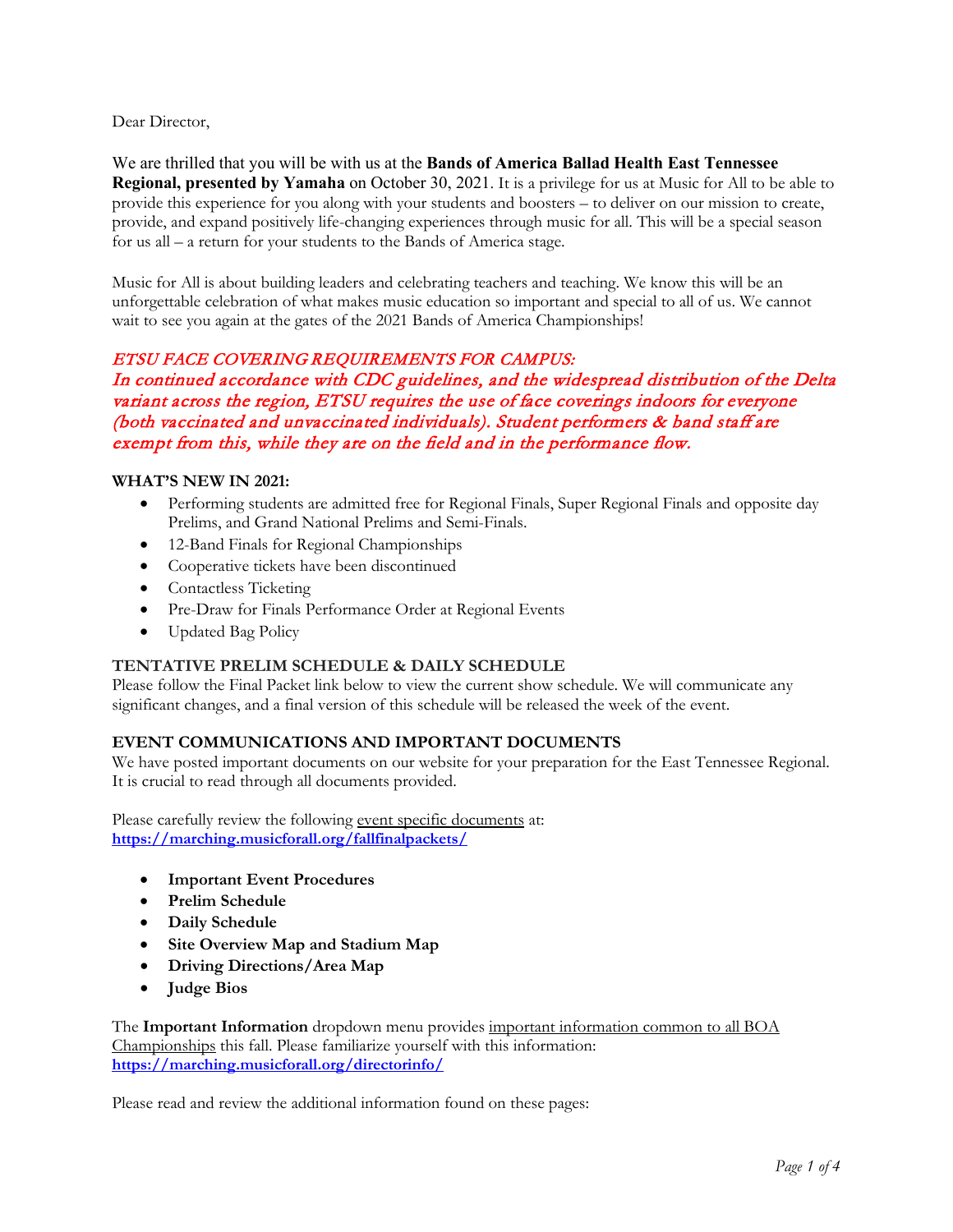Dear Director,

We are thrilled that you will be with us at the **Bands of America Ballad Health East Tennessee Regional, presented by Yamaha** on October 30, 2021. It is a privilege for us at Music for All to be able to provide this experience for you along with your students and boosters – to deliver on our mission to create, provide, and expand positively life-changing experiences through music for all. This will be a special season for us all – a return for your students to the Bands of America stage.

Music for All is about building leaders and celebrating teachers and teaching. We know this will be an unforgettable celebration of what makes music education so important and special to all of us. We cannot wait to see you again at the gates of the 2021 Bands of America Championships!

*ETSU FACE COVERING REQUIREMENTS FOR CAMPUS:*
*In continued accordance with CDC guidelines, and the widespread distribution of the Delta variant across the region, ETSU requires the use of face coverings indoors for everyone (both vaccinated and unvaccinated individuals). Student performers & band staff are exempt from this, while they are on the field and in the performance flow.*

**WHAT'S NEW IN 2021:**

- Performing students are admitted free for Regional Finals, Super Regional Finals and opposite day Prelims, and Grand National Prelims and Semi-Finals.
- 12-Band Finals for Regional Championships
- Cooperative tickets have been discontinued
- Contactless Ticketing
- Pre-Draw for Finals Performance Order at Regional Events
- Updated Bag Policy

**TENTATIVE PRELIM SCHEDULE & DAILY SCHEDULE**

Please follow the Final Packet link below to view the current show schedule. We will communicate any significant changes, and a final version of this schedule will be released the week of the event.

**EVENT COMMUNICATIONS AND IMPORTANT DOCUMENTS**

We have posted important documents on our website for your preparation for the East Tennessee Regional. It is crucial to read through all documents provided.

Please carefully review the following event specific documents at:
**https://marching.musicforall.org/fallfinalpackets/**

- **Important Event Procedures**
- **Prelim Schedule**
- **Daily Schedule**
- **Site Overview Map and Stadium Map**
- **Driving Directions/Area Map**
- **Judge Bios**

The **Important Information** dropdown menu provides important information common to all BOA Championships this fall. Please familiarize yourself with this information:
**https://marching.musicforall.org/directorinfo/**

Please read and review the additional information found on these pages: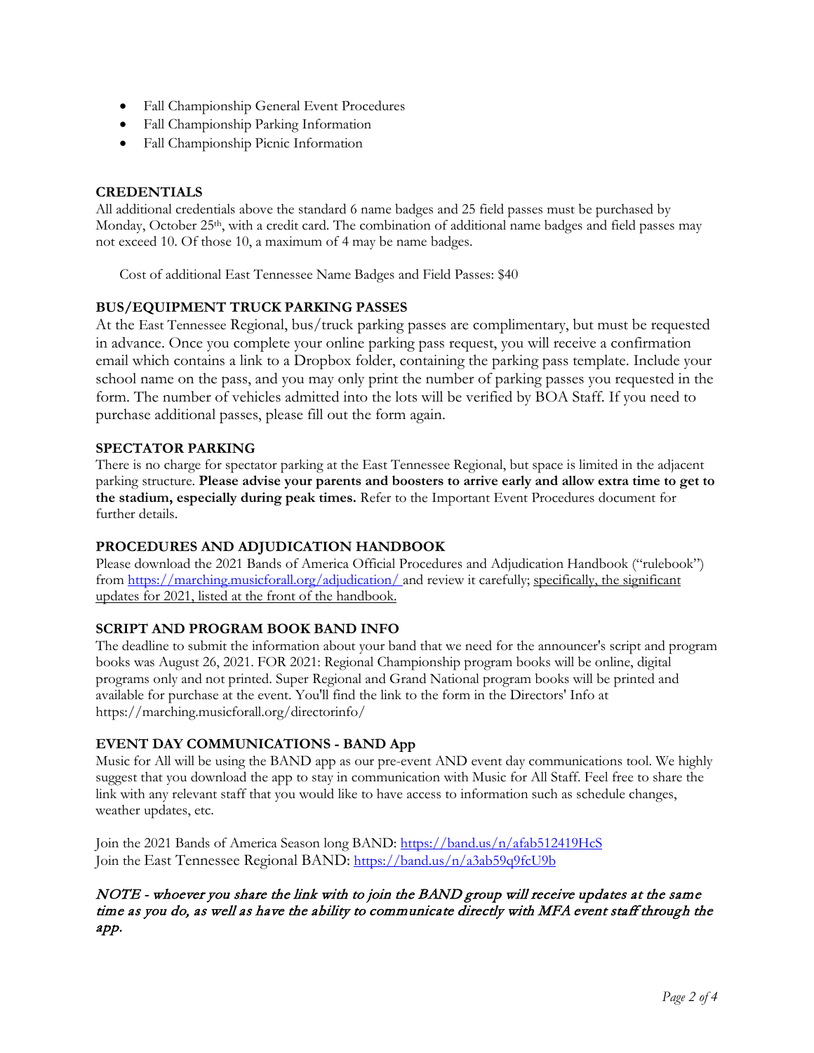- Fall Championship General Event Procedures
- Fall Championship Parking Information
- Fall Championship Picnic Information

**CREDENTIALS**

All additional credentials above the standard 6 name badges and 25 field passes must be purchased by Monday, October 25th, with a credit card. The combination of additional name badges and field passes may not exceed 10. Of those 10, a maximum of 4 may be name badges.

Cost of additional East Tennessee Name Badges and Field Passes: $40

**BUS/EQUIPMENT TRUCK PARKING PASSES**

At the East Tennessee Regional, bus/truck parking passes are complimentary, but must be requested in advance. Once you complete your online parking pass request, you will receive a confirmation email which contains a link to a Dropbox folder, containing the parking pass template. Include your school name on the pass, and you may only print the number of parking passes you requested in the form. The number of vehicles admitted into the lots will be verified by BOA Staff. If you need to purchase additional passes, please fill out the form again.

**SPECTATOR PARKING**

There is no charge for spectator parking at the East Tennessee Regional, but space is limited in the adjacent parking structure. **Please advise your parents and boosters to arrive early and allow extra time to get to the stadium, especially during peak times.** Refer to the Important Event Procedures document for further details.

**PROCEDURES AND ADJUDICATION HANDBOOK**

Please download the 2021 Bands of America Official Procedures and Adjudication Handbook ("rulebook") from https://marching.musicforall.org/adjudication/ and review it carefully; specifically, the significant updates for 2021, listed at the front of the handbook.

**SCRIPT AND PROGRAM BOOK BAND INFO**

The deadline to submit the information about your band that we need for the announcer's script and program books was August 26, 2021. FOR 2021: Regional Championship program books will be online, digital programs only and not printed. Super Regional and Grand National program books will be printed and available for purchase at the event. You'll find the link to the form in the Directors' Info at https://marching.musicforall.org/directorinfo/

**EVENT DAY COMMUNICATIONS - BAND App**

Music for All will be using the BAND app as our pre-event AND event day communications tool. We highly suggest that you download the app to stay in communication with Music for All Staff. Feel free to share the link with any relevant staff that you would like to have access to information such as schedule changes, weather updates, etc.

Join the 2021 Bands of America Season long BAND: https://band.us/n/afab512419HcS
Join the East Tennessee Regional BAND: https://band.us/n/a3ab59q9fcU9b

*NOTE - whoever you share the link with to join the BAND group will receive updates at the same time as you do, as well as have the ability to communicate directly with MFA event staff through the app.*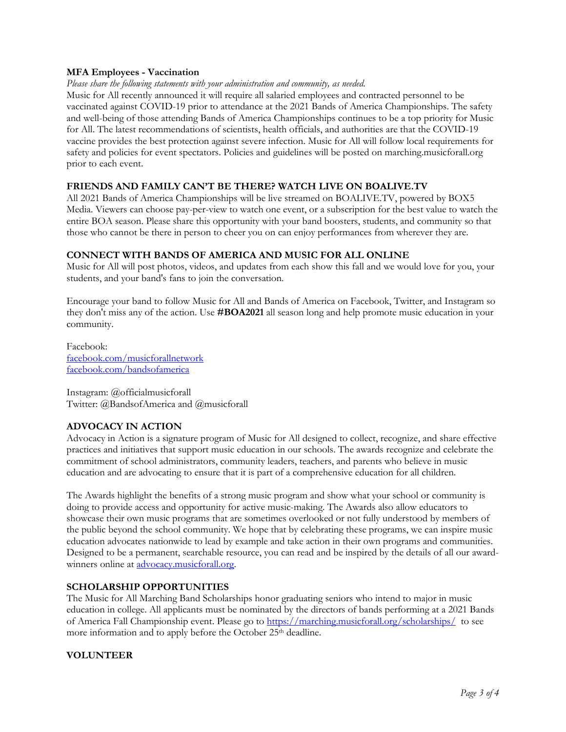**MFA Employees - Vaccination**

*Please share the following statements with your administration and community, as needed.*

Music for All recently announced it will require all salaried employees and contracted personnel to be vaccinated against COVID-19 prior to attendance at the 2021 Bands of America Championships. The safety and well-being of those attending Bands of America Championships continues to be a top priority for Music for All. The latest recommendations of scientists, health officials, and authorities are that the COVID-19 vaccine provides the best protection against severe infection. Music for All will follow local requirements for safety and policies for event spectators. Policies and guidelines will be posted on marching.musicforall.org prior to each event.

**FRIENDS AND FAMILY CAN'T BE THERE? WATCH LIVE ON BOALIVE.TV**

All 2021 Bands of America Championships will be live streamed on BOALIVE.TV, powered by BOX5 Media. Viewers can choose pay-per-view to watch one event, or a subscription for the best value to watch the entire BOA season. Please share this opportunity with your band boosters, students, and community so that those who cannot be there in person to cheer you on can enjoy performances from wherever they are.

**CONNECT WITH BANDS OF AMERICA AND MUSIC FOR ALL ONLINE**

Music for All will post photos, videos, and updates from each show this fall and we would love for you, your students, and your band's fans to join the conversation.

Encourage your band to follow Music for All and Bands of America on Facebook, Twitter, and Instagram so they don't miss any of the action. Use **#BOA2021** all season long and help promote music education in your community.

Facebook:
facebook.com/musicforallnetwork
facebook.com/bandsofamerica

Instagram: @officialmusicforall
Twitter: @BandsofAmerica and @musicforall

**ADVOCACY IN ACTION**

Advocacy in Action is a signature program of Music for All designed to collect, recognize, and share effective practices and initiatives that support music education in our schools. The awards recognize and celebrate the commitment of school administrators, community leaders, teachers, and parents who believe in music education and are advocating to ensure that it is part of a comprehensive education for all children.

The Awards highlight the benefits of a strong music program and show what your school or community is doing to provide access and opportunity for active music-making. The Awards also allow educators to showcase their own music programs that are sometimes overlooked or not fully understood by members of the public beyond the school community. We hope that by celebrating these programs, we can inspire music education advocates nationwide to lead by example and take action in their own programs and communities. Designed to be a permanent, searchable resource, you can read and be inspired by the details of all our award-winners online at advocacy.musicforall.org.

**SCHOLARSHIP OPPORTUNITIES**

The Music for All Marching Band Scholarships honor graduating seniors who intend to major in music education in college. All applicants must be nominated by the directors of bands performing at a 2021 Bands of America Fall Championship event. Please go to https://marching.musicforall.org/scholarships/ to see more information and to apply before the October 25th deadline.

**VOLUNTEER**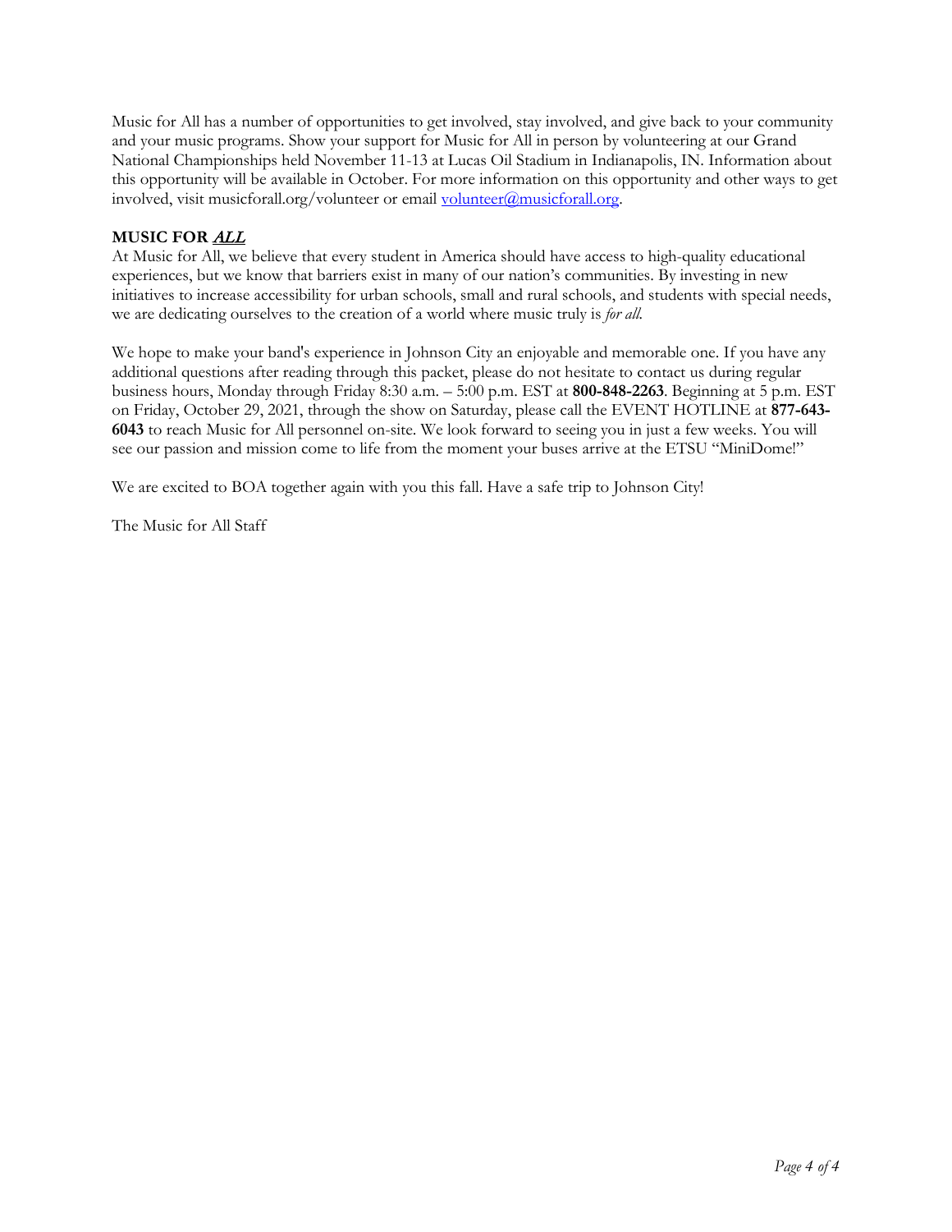Music for All has a number of opportunities to get involved, stay involved, and give back to your community and your music programs. Show your support for Music for All in person by volunteering at our Grand National Championships held November 11-13 at Lucas Oil Stadium in Indianapolis, IN. Information about this opportunity will be available in October. For more information on this opportunity and other ways to get involved, visit musicforall.org/volunteer or email [volunteer@musicforall.org](mailto:volunteer@musicforall.org).

**MUSIC FOR *ALL***
At Music for All, we believe that every student in America should have access to high-quality educational experiences, but we know that barriers exist in many of our nation's communities. By investing in new initiatives to increase accessibility for urban schools, small and rural schools, and students with special needs, we are dedicating ourselves to the creation of a world where music truly is *for all.*

We hope to make your band's experience in Johnson City an enjoyable and memorable one. If you have any additional questions after reading through this packet, please do not hesitate to contact us during regular business hours, Monday through Friday 8:30 a.m. – 5:00 p.m. EST at **800-848-2263**. Beginning at 5 p.m. EST on Friday, October 29, 2021, through the show on Saturday, please call the EVENT HOTLINE at **877-643-6043** to reach Music for All personnel on-site. We look forward to seeing you in just a few weeks. You will see our passion and mission come to life from the moment your buses arrive at the ETSU "MiniDome!"

We are excited to BOA together again with you this fall. Have a safe trip to Johnson City!

The Music for All Staff